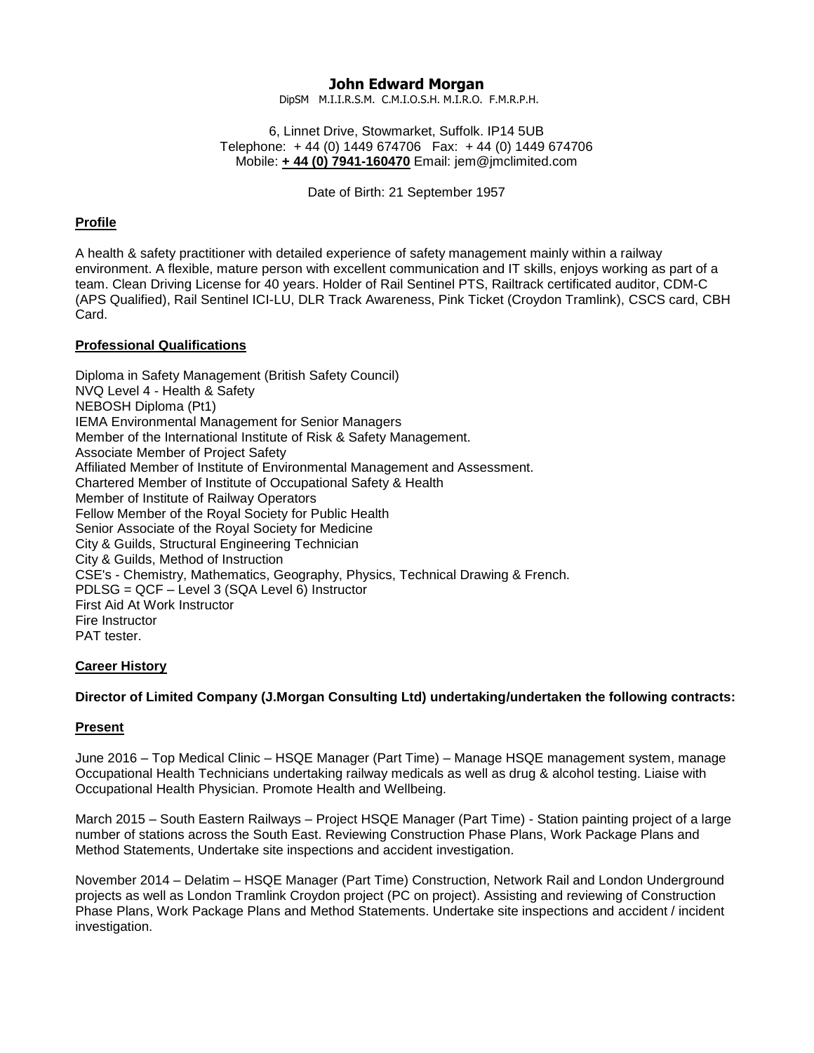# John Edward Morgan

DipSM M.I.I.R.S.M. C.M.I.O.S.H. M.I.R.O. F.M.R.P.H.

6, Linnet Drive, Stowmarket, Suffolk. IP14 5UB
Telephone: + 44 (0) 1449 674706 Fax: + 44 (0) 1449 674706
Mobile: **+ 44 (0) 7941-160470** Email: jem@jmclimited.com

Date of Birth: 21 September 1957

## Profile

A health & safety practitioner with detailed experience of safety management mainly within a railway environment. A flexible, mature person with excellent communication and IT skills, enjoys working as part of a team. Clean Driving License for 40 years. Holder of Rail Sentinel PTS, Railtrack certificated auditor, CDM-C (APS Qualified), Rail Sentinel ICI-LU, DLR Track Awareness, Pink Ticket (Croydon Tramlink), CSCS card, CBH Card.

## Professional Qualifications

Diploma in Safety Management (British Safety Council)
NVQ Level 4 - Health & Safety
NEBOSH Diploma (Pt1)
IEMA Environmental Management for Senior Managers
Member of the International Institute of Risk & Safety Management.
Associate Member of Project Safety
Affiliated Member of Institute of Environmental Management and Assessment.
Chartered Member of Institute of Occupational Safety & Health
Member of Institute of Railway Operators
Fellow Member of the Royal Society for Public Health
Senior Associate of the Royal Society for Medicine
City & Guilds, Structural Engineering Technician
City & Guilds, Method of Instruction
CSE's - Chemistry, Mathematics, Geography, Physics, Technical Drawing & French.
PDLSG = QCF – Level 3 (SQA Level 6) Instructor
First Aid At Work Instructor
Fire Instructor
PAT tester.

## Career History

**Director of Limited Company (J.Morgan Consulting Ltd) undertaking/undertaken the following contracts:**

### Present

June 2016 – Top Medical Clinic – HSQE Manager (Part Time) – Manage HSQE management system, manage Occupational Health Technicians undertaking railway medicals as well as drug & alcohol testing. Liaise with Occupational Health Physician. Promote Health and Wellbeing.

March 2015 – South Eastern Railways – Project HSQE Manager (Part Time) - Station painting project of a large number of stations across the South East. Reviewing Construction Phase Plans, Work Package Plans and Method Statements, Undertake site inspections and accident investigation.

November 2014 – Delatim – HSQE Manager (Part Time) Construction, Network Rail and London Underground projects as well as London Tramlink Croydon project (PC on project). Assisting and reviewing of Construction Phase Plans, Work Package Plans and Method Statements. Undertake site inspections and accident / incident investigation.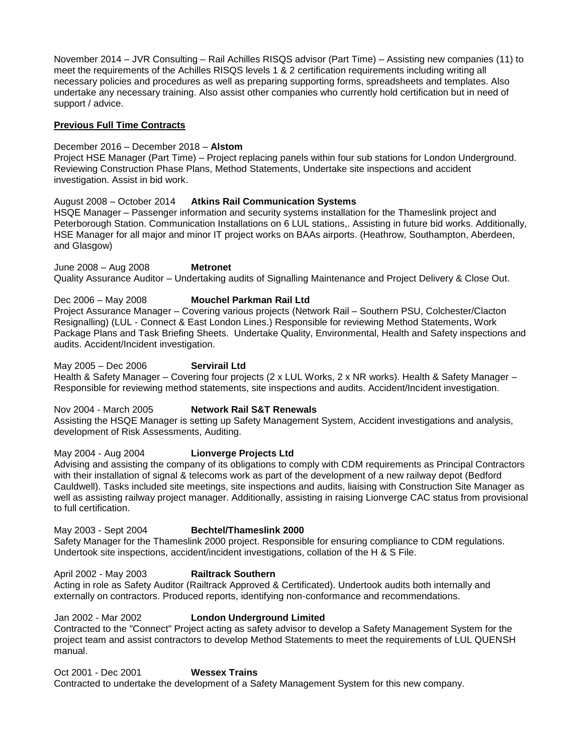November 2014 – JVR Consulting – Rail Achilles RISQS advisor (Part Time) – Assisting new companies (11) to meet the requirements of the Achilles RISQS levels 1 & 2 certification requirements including writing all necessary policies and procedures as well as preparing supporting forms, spreadsheets and templates. Also undertake any necessary training. Also assist other companies who currently hold certification but in need of support / advice.

**Previous Full Time Contracts**

December 2016 – December 2018 – **Alstom**
Project HSE Manager (Part Time) – Project replacing panels within four sub stations for London Underground. Reviewing Construction Phase Plans, Method Statements, Undertake site inspections and accident investigation. Assist in bid work.

August 2008 – October 2014 **Atkins Rail Communication Systems**
HSQE Manager – Passenger information and security systems installation for the Thameslink project and Peterborough Station. Communication Installations on 6 LUL stations,. Assisting in future bid works. Additionally, HSE Manager for all major and minor IT project works on BAAs airports. (Heathrow, Southampton, Aberdeen, and Glasgow)

June 2008 – Aug 2008 **Metronet**
Quality Assurance Auditor – Undertaking audits of Signalling Maintenance and Project Delivery & Close Out.

Dec 2006 – May 2008 **Mouchel Parkman Rail Ltd**
Project Assurance Manager – Covering various projects (Network Rail – Southern PSU, Colchester/Clacton Resignalling) (LUL - Connect & East London Lines.) Responsible for reviewing Method Statements, Work Package Plans and Task Briefing Sheets. Undertake Quality, Environmental, Health and Safety inspections and audits. Accident/Incident investigation.

May 2005 – Dec 2006 **Servirail Ltd**
Health & Safety Manager – Covering four projects (2 x LUL Works, 2 x NR works). Health & Safety Manager – Responsible for reviewing method statements, site inspections and audits. Accident/Incident investigation.

Nov 2004 - March 2005 **Network Rail S&T Renewals**
Assisting the HSQE Manager is setting up Safety Management System, Accident investigations and analysis, development of Risk Assessments, Auditing.

May 2004 - Aug 2004 **Lionverge Projects Ltd**
Advising and assisting the company of its obligations to comply with CDM requirements as Principal Contractors with their installation of signal & telecoms work as part of the development of a new railway depot (Bedford Cauldwell). Tasks included site meetings, site inspections and audits, liaising with Construction Site Manager as well as assisting railway project manager. Additionally, assisting in raising Lionverge CAC status from provisional to full certification.

May 2003 - Sept 2004 **Bechtel/Thameslink 2000**
Safety Manager for the Thameslink 2000 project. Responsible for ensuring compliance to CDM regulations. Undertook site inspections, accident/incident investigations, collation of the H & S File.

April 2002 - May 2003 **Railtrack Southern**
Acting in role as Safety Auditor (Railtrack Approved & Certificated). Undertook audits both internally and externally on contractors. Produced reports, identifying non-conformance and recommendations.

Jan 2002 - Mar 2002 **London Underground Limited**
Contracted to the "Connect" Project acting as safety advisor to develop a Safety Management System for the project team and assist contractors to develop Method Statements to meet the requirements of LUL QUENSH manual.

Oct 2001 - Dec 2001 **Wessex Trains**
Contracted to undertake the development of a Safety Management System for this new company.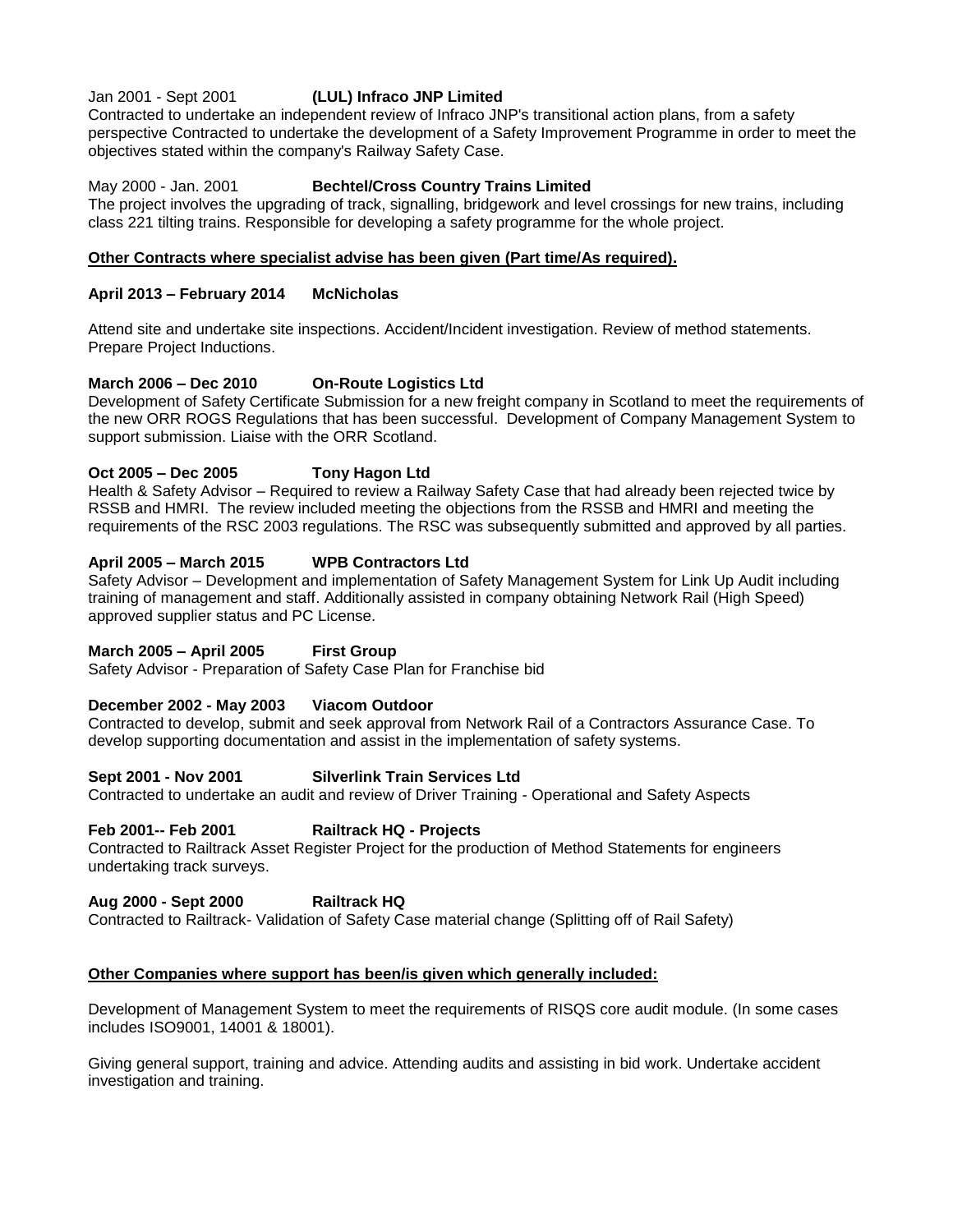Jan 2001 - Sept 2001 **(LUL) Infraco JNP Limited**
Contracted to undertake an independent review of Infraco JNP's transitional action plans, from a safety perspective Contracted to undertake the development of a Safety Improvement Programme in order to meet the objectives stated within the company's Railway Safety Case.

May 2000 - Jan. 2001 **Bechtel/Cross Country Trains Limited**
The project involves the upgrading of track, signalling, bridgework and level crossings for new trains, including class 221 tilting trains. Responsible for developing a safety programme for the whole project.

**<u>Other Contracts where specialist advise has been given (Part time/As required).</u>**

**April 2013 – February 2014 McNicholas**

Attend site and undertake site inspections. Accident/Incident investigation. Review of method statements. Prepare Project Inductions.

**March 2006 – Dec 2010 On-Route Logistics Ltd**
Development of Safety Certificate Submission for a new freight company in Scotland to meet the requirements of the new ORR ROGS Regulations that has been successful. Development of Company Management System to support submission. Liaise with the ORR Scotland.

**Oct 2005 – Dec 2005 Tony Hagon Ltd**
Health & Safety Advisor – Required to review a Railway Safety Case that had already been rejected twice by RSSB and HMRI. The review included meeting the objections from the RSSB and HMRI and meeting the requirements of the RSC 2003 regulations. The RSC was subsequently submitted and approved by all parties.

**April 2005 – March 2015 WPB Contractors Ltd**
Safety Advisor – Development and implementation of Safety Management System for Link Up Audit including training of management and staff. Additionally assisted in company obtaining Network Rail (High Speed) approved supplier status and PC License.

**March 2005 – April 2005 First Group**
Safety Advisor - Preparation of Safety Case Plan for Franchise bid

**December 2002 - May 2003 Viacom Outdoor**
Contracted to develop, submit and seek approval from Network Rail of a Contractors Assurance Case. To develop supporting documentation and assist in the implementation of safety systems.

**Sept 2001 - Nov 2001 Silverlink Train Services Ltd**
Contracted to undertake an audit and review of Driver Training - Operational and Safety Aspects

**Feb 2001-- Feb 2001 Railtrack HQ - Projects**
Contracted to Railtrack Asset Register Project for the production of Method Statements for engineers undertaking track surveys.

**Aug 2000 - Sept 2000 Railtrack HQ**
Contracted to Railtrack- Validation of Safety Case material change (Splitting off of Rail Safety)

**<u>Other Companies where support has been/is given which generally included:</u>**

Development of Management System to meet the requirements of RISQS core audit module. (In some cases includes ISO9001, 14001 & 18001).

Giving general support, training and advice. Attending audits and assisting in bid work. Undertake accident investigation and training.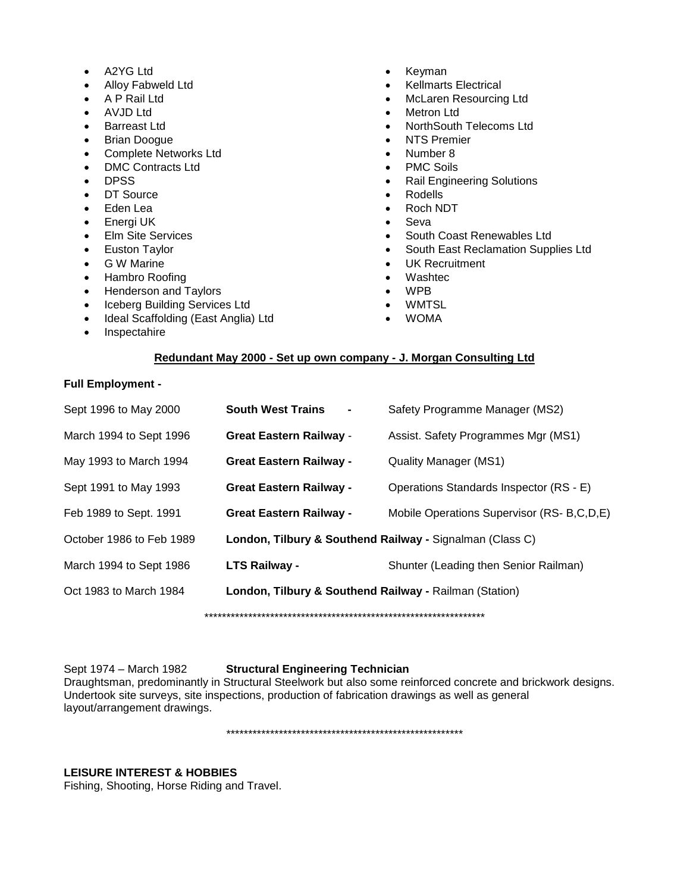- A2YG Ltd
- Alloy Fabweld Ltd
- A P Rail Ltd
- AVJD Ltd
- Barreast Ltd
- Brian Doogue
- Complete Networks Ltd
- DMC Contracts Ltd
- DPSS
- DT Source
- Eden Lea
- Energi UK
- Elm Site Services
- Euston Taylor
- G W Marine
- Hambro Roofing
- Henderson and Taylors
- Iceberg Building Services Ltd
- Ideal Scaffolding (East Anglia) Ltd
- Inspectahire
- Keyman
- Kellmarts Electrical
- McLaren Resourcing Ltd
- Metron Ltd
- NorthSouth Telecoms Ltd
- NTS Premier
- Number 8
- PMC Soils
- Rail Engineering Solutions
- Rodells
- Roch NDT
- Seva
- South Coast Renewables Ltd
- South East Reclamation Supplies Ltd
- UK Recruitment
- Washtec
- WPB
- WMTSL
- WOMA

**Redundant May 2000 - Set up own company - J. Morgan Consulting Ltd**

**Full Employment -**

| | | |
|---|---|---|
| Sept 1996 to May 2000 | **South West Trains -** | Safety Programme Manager (MS2) |
| March 1994 to Sept 1996 | **Great Eastern Railway** - | Assist. Safety Programmes Mgr (MS1) |
| May 1993 to March 1994 | **Great Eastern Railway -** | Quality Manager (MS1) |
| Sept 1991 to May 1993 | **Great Eastern Railway -** | Operations Standards Inspector (RS - E) |
| Feb 1989 to Sept. 1991 | **Great Eastern Railway -** | Mobile Operations Supervisor (RS- B,C,D,E) |
| October 1986 to Feb 1989 | **London, Tilbury & Southend Railway -** Signalman (Class C) | |
| March 1994 to Sept 1986 | **LTS Railway -** | Shunter (Leading then Senior Railman) |
| Oct 1983 to March 1984 | **London, Tilbury & Southend Railway -** Railman (Station) | |

*****************************************************************

Sept 1974 – March 1982 **Structural Engineering Technician**
Draughtsman, predominantly in Structural Steelwork but also some reinforced concrete and brickwork designs. Undertook site surveys, site inspections, production of fabrication drawings as well as general layout/arrangement drawings.

*******************************************************

**LEISURE INTEREST & HOBBIES**
Fishing, Shooting, Horse Riding and Travel.